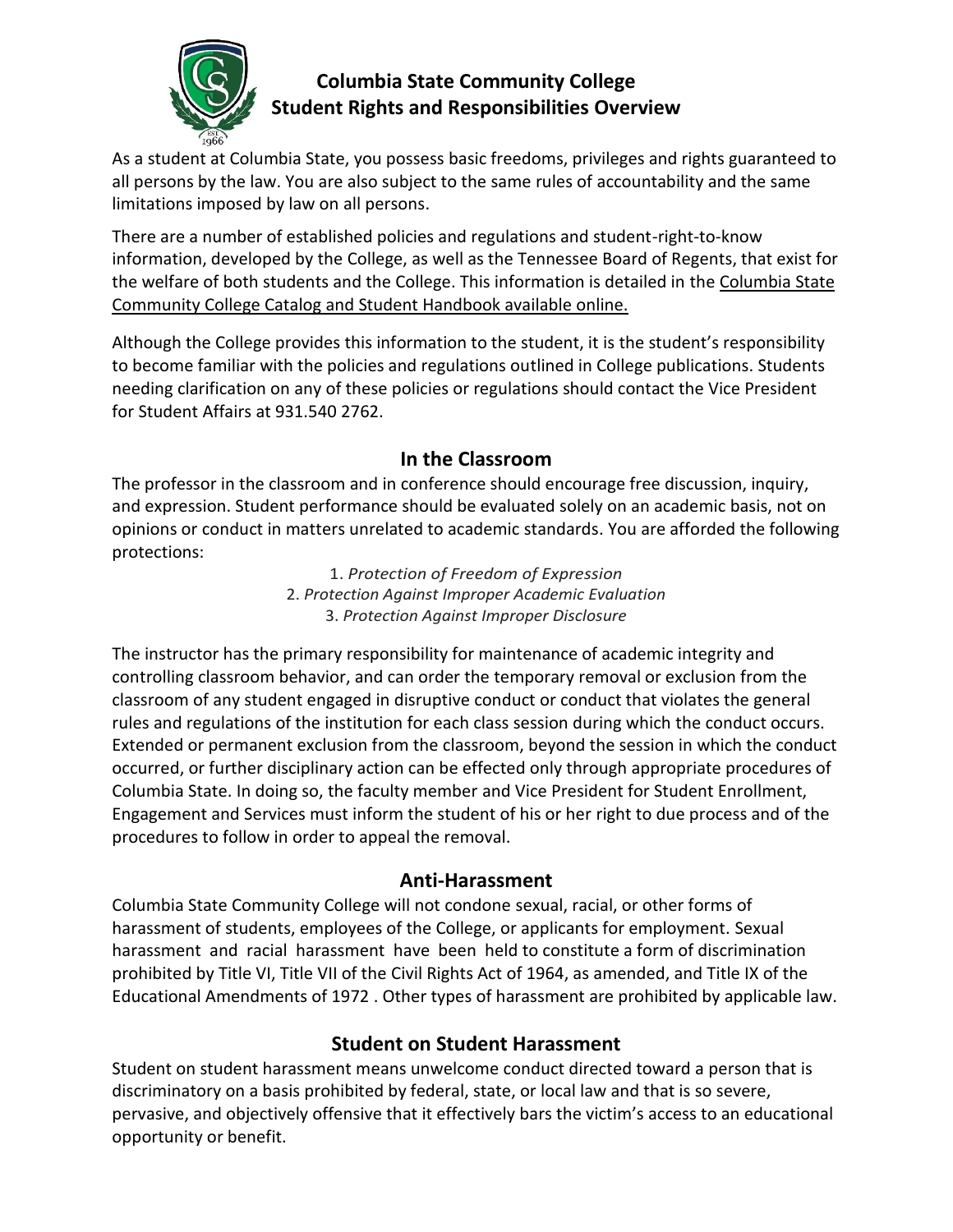# Columbia State Community College
# Student Rights and Responsibilities Overview

As a student at Columbia State, you possess basic freedoms, privileges and rights guaranteed to all persons by the law. You are also subject to the same rules of accountability and the same limitations imposed by law on all persons.

There are a number of established policies and regulations and student-right-to-know information, developed by the College, as well as the Tennessee Board of Regents, that exist for the welfare of both students and the College. This information is detailed in the Columbia State Community College Catalog and Student Handbook available online.

Although the College provides this information to the student, it is the student's responsibility to become familiar with the policies and regulations outlined in College publications. Students needing clarification on any of these policies or regulations should contact the Vice President for Student Affairs at 931.540 2762.

## In the Classroom

The professor in the classroom and in conference should encourage free discussion, inquiry, and expression. Student performance should be evaluated solely on an academic basis, not on opinions or conduct in matters unrelated to academic standards. You are afforded the following protections:

1. *Protection of Freedom of Expression*
2. *Protection Against Improper Academic Evaluation*
3. *Protection Against Improper Disclosure*

The instructor has the primary responsibility for maintenance of academic integrity and controlling classroom behavior, and can order the temporary removal or exclusion from the classroom of any student engaged in disruptive conduct or conduct that violates the general rules and regulations of the institution for each class session during which the conduct occurs. Extended or permanent exclusion from the classroom, beyond the session in which the conduct occurred, or further disciplinary action can be effected only through appropriate procedures of Columbia State. In doing so, the faculty member and Vice President for Student Enrollment, Engagement and Services must inform the student of his or her right to due process and of the procedures to follow in order to appeal the removal.

## Anti-Harassment

Columbia State Community College will not condone sexual, racial, or other forms of harassment of students, employees of the College, or applicants for employment. Sexual harassment and racial harassment have been held to constitute a form of discrimination prohibited by Title VI, Title VII of the Civil Rights Act of 1964, as amended, and Title IX of the Educational Amendments of 1972 . Other types of harassment are prohibited by applicable law.

## Student on Student Harassment

Student on student harassment means unwelcome conduct directed toward a person that is discriminatory on a basis prohibited by federal, state, or local law and that is so severe, pervasive, and objectively offensive that it effectively bars the victim's access to an educational opportunity or benefit.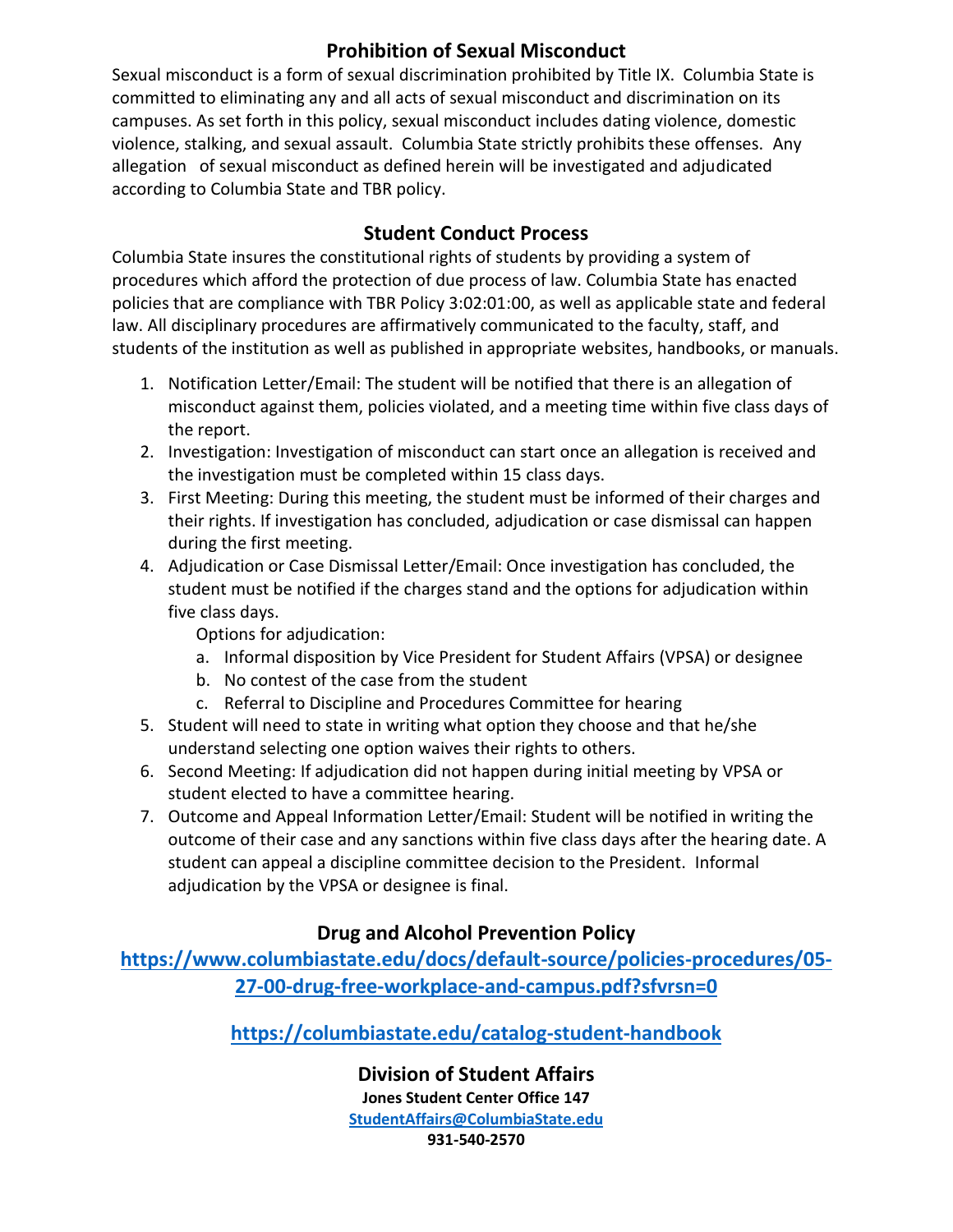## Prohibition of Sexual Misconduct

Sexual misconduct is a form of sexual discrimination prohibited by Title IX. Columbia State is committed to eliminating any and all acts of sexual misconduct and discrimination on its campuses. As set forth in this policy, sexual misconduct includes dating violence, domestic violence, stalking, and sexual assault. Columbia State strictly prohibits these offenses. Any allegation of sexual misconduct as defined herein will be investigated and adjudicated according to Columbia State and TBR policy.

## Student Conduct Process

Columbia State insures the constitutional rights of students by providing a system of procedures which afford the protection of due process of law. Columbia State has enacted policies that are compliance with TBR Policy 3:02:01:00, as well as applicable state and federal law. All disciplinary procedures are affirmatively communicated to the faculty, staff, and students of the institution as well as published in appropriate websites, handbooks, or manuals.

1. Notification Letter/Email: The student will be notified that there is an allegation of misconduct against them, policies violated, and a meeting time within five class days of the report.
2. Investigation: Investigation of misconduct can start once an allegation is received and the investigation must be completed within 15 class days.
3. First Meeting: During this meeting, the student must be informed of their charges and their rights. If investigation has concluded, adjudication or case dismissal can happen during the first meeting.
4. Adjudication or Case Dismissal Letter/Email: Once investigation has concluded, the student must be notified if the charges stand and the options for adjudication within five class days.

   Options for adjudication:

   a. Informal disposition by Vice President for Student Affairs (VPSA) or designee
   b. No contest of the case from the student
   c. Referral to Discipline and Procedures Committee for hearing
5. Student will need to state in writing what option they choose and that he/she understand selecting one option waives their rights to others.
6. Second Meeting: If adjudication did not happen during initial meeting by VPSA or student elected to have a committee hearing.
7. Outcome and Appeal Information Letter/Email: Student will be notified in writing the outcome of their case and any sanctions within five class days after the hearing date. A student can appeal a discipline committee decision to the President. Informal adjudication by the VPSA or designee is final.

## Drug and Alcohol Prevention Policy

**https://www.columbiastate.edu/docs/default-source/policies-procedures/05-27-00-drug-free-workplace-and-campus.pdf?sfvrsn=0**

**https://columbiastate.edu/catalog-student-handbook**

## Division of Student Affairs

**Jones Student Center Office 147**
**StudentAffairs@ColumbiaState.edu**
**931-540-2570**